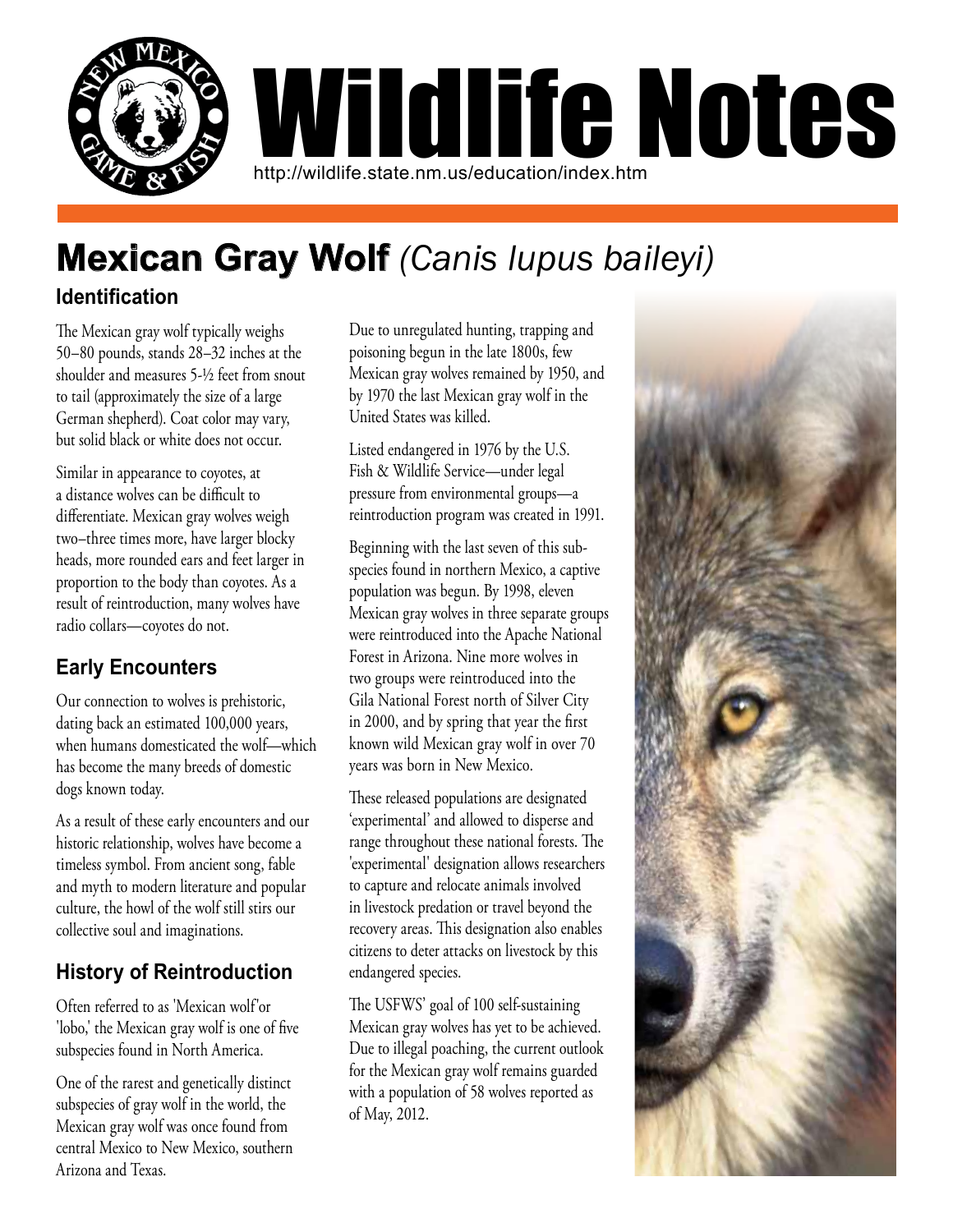# Wildlife Notes

http://wildlife.state.nm.us/education/index.htm

## Mexican Gray Wolf *(Canis lupus baileyi)*

### Identification

The Mexican gray wolf typically weighs 50–80 pounds, stands 28–32 inches at the shoulder and measures 5-½ feet from snout to tail (approximately the size of a large German shepherd). Coat color may vary, but solid black or white does not occur.

Similar in appearance to coyotes, at a distance wolves can be difficult to differentiate. Mexican gray wolves weigh two–three times more, have larger blocky heads, more rounded ears and feet larger in proportion to the body than coyotes. As a result of reintroduction, many wolves have radio collars—coyotes do not.

### Early Encounters

Our connection to wolves is prehistoric, dating back an estimated 100,000 years, when humans domesticated the wolf—which has become the many breeds of domestic dogs known today.

As a result of these early encounters and our historic relationship, wolves have become a timeless symbol. From ancient song, fable and myth to modern literature and popular culture, the howl of the wolf still stirs our collective soul and imaginations.

### History of Reintroduction

Often referred to as 'Mexican wolf'or 'lobo,' the Mexican gray wolf is one of five subspecies found in North America.

One of the rarest and genetically distinct subspecies of gray wolf in the world, the Mexican gray wolf was once found from central Mexico to New Mexico, southern Arizona and Texas.

Due to unregulated hunting, trapping and poisoning begun in the late 1800s, few Mexican gray wolves remained by 1950, and by 1970 the last Mexican gray wolf in the United States was killed.

Listed endangered in 1976 by the U.S. Fish & Wildlife Service—under legal pressure from environmental groups—a reintroduction program was created in 1991.

Beginning with the last seven of this subspecies found in northern Mexico, a captive population was begun. By 1998, eleven Mexican gray wolves in three separate groups were reintroduced into the Apache National Forest in Arizona. Nine more wolves in two groups were reintroduced into the Gila National Forest north of Silver City in 2000, and by spring that year the first known wild Mexican gray wolf in over 70 years was born in New Mexico.

These released populations are designated 'experimental' and allowed to disperse and range throughout these national forests. The 'experimental' designation allows researchers to capture and relocate animals involved in livestock predation or travel beyond the recovery areas. This designation also enables citizens to deter attacks on livestock by this endangered species.

The USFWS' goal of 100 self-sustaining Mexican gray wolves has yet to be achieved. Due to illegal poaching, the current outlook for the Mexican gray wolf remains guarded with a population of 58 wolves reported as of May, 2012.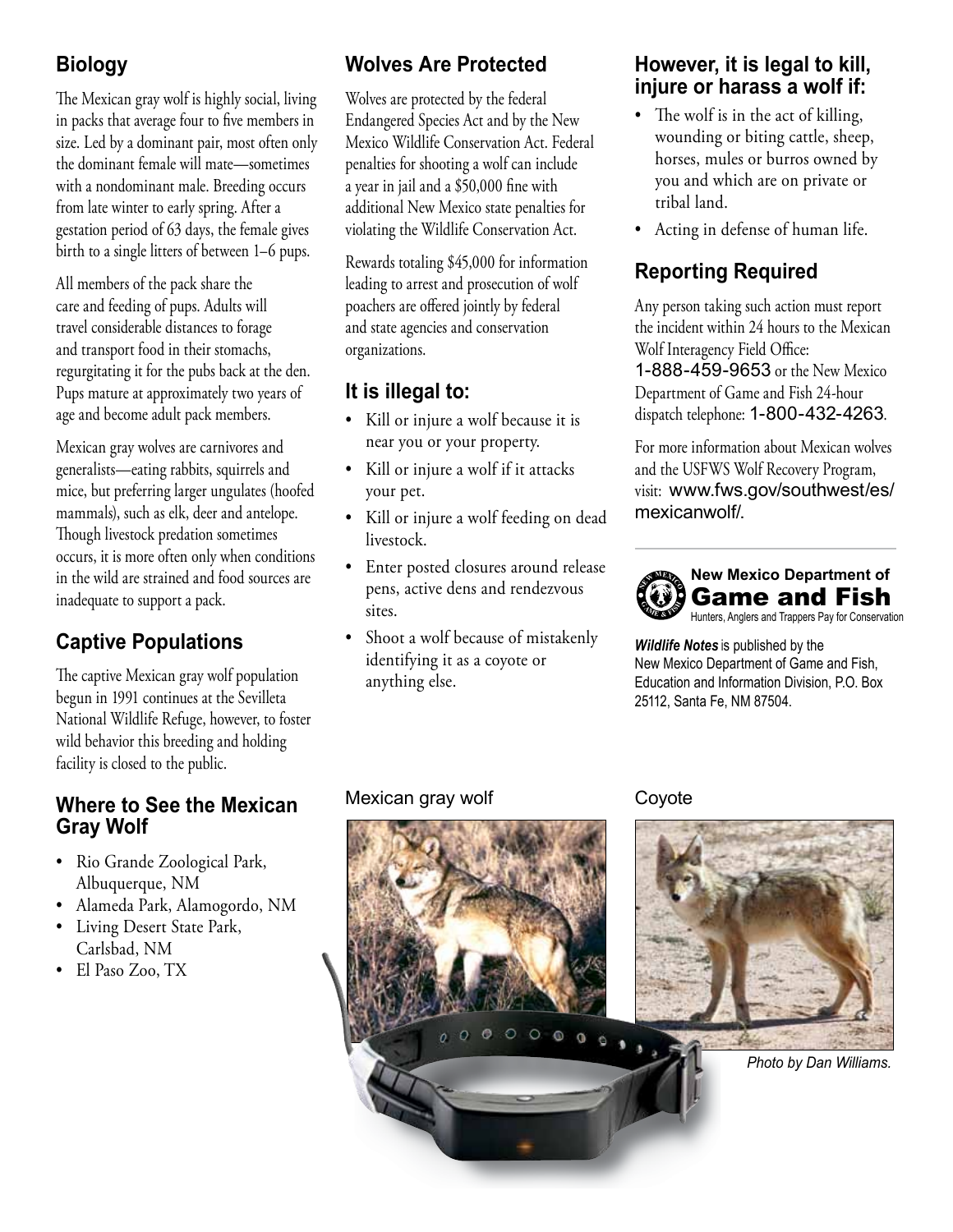## Biology

The Mexican gray wolf is highly social, living in packs that average four to five members in size. Led by a dominant pair, most often only the dominant female will mate—sometimes with a nondominant male. Breeding occurs from late winter to early spring. After a gestation period of 63 days, the female gives birth to a single litters of between 1–6 pups.

All members of the pack share the care and feeding of pups. Adults will travel considerable distances to forage and transport food in their stomachs, regurgitating it for the pubs back at the den. Pups mature at approximately two years of age and become adult pack members.

Mexican gray wolves are carnivores and generalists—eating rabbits, squirrels and mice, but preferring larger ungulates (hoofed mammals), such as elk, deer and antelope. Though livestock predation sometimes occurs, it is more often only when conditions in the wild are strained and food sources are inadequate to support a pack.

## Captive Populations

The captive Mexican gray wolf population begun in 1991 continues at the Sevilleta National Wildlife Refuge, however, to foster wild behavior this breeding and holding facility is closed to the public.

### Where to See the Mexican Gray Wolf

- Rio Grande Zoological Park, Albuquerque, NM
- Alameda Park, Alamogordo, NM
- Living Desert State Park, Carlsbad, NM
- El Paso Zoo, TX

## Wolves Are Protected

Wolves are protected by the federal Endangered Species Act and by the New Mexico Wildlife Conservation Act. Federal penalties for shooting a wolf can include a year in jail and a $50,000 fine with additional New Mexico state penalties for violating the Wildlife Conservation Act.

Rewards totaling $45,000 for information leading to arrest and prosecution of wolf poachers are offered jointly by federal and state agencies and conservation organizations.

## It is illegal to:

- Kill or injure a wolf because it is near you or your property.
- Kill or injure a wolf if it attacks your pet.
- Kill or injure a wolf feeding on dead livestock.
- Enter posted closures around release pens, active dens and rendezvous sites.
- Shoot a wolf because of mistakenly identifying it as a coyote or anything else.

## However, it is legal to kill, injure or harass a wolf if:

- The wolf is in the act of killing, wounding or biting cattle, sheep, horses, mules or burros owned by you and which are on private or tribal land.
- Acting in defense of human life.

## Reporting Required

Any person taking such action must report the incident within 24 hours to the Mexican Wolf Interagency Field Office: 1-888-459-9653 or the New Mexico Department of Game and Fish 24-hour dispatch telephone: 1-800-432-4263.

For more information about Mexican wolves and the USFWS Wolf Recovery Program, visit: www.fws.gov/southwest/es/mexicanwolf/.

**New Mexico Department of Game and Fish**

Hunters, Anglers and Trappers Pay for Conservation

***Wildlife Notes*** is published by the New Mexico Department of Game and Fish, Education and Information Division, P.O. Box 25112, Santa Fe, NM 87504.

Mexican gray wolf

Coyote

*Photo by Dan Williams.*